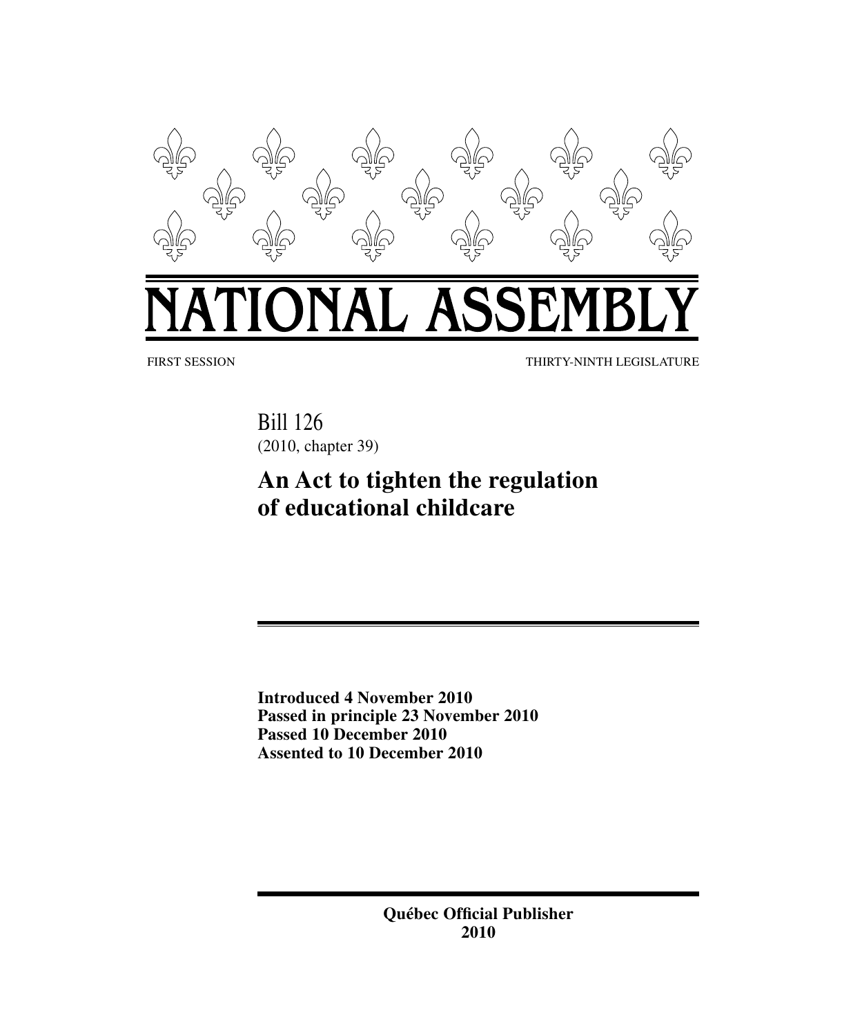# NATIONAL ASSEMBLY

FIRST SESSION THIRTY-NINTH LEGISLATURE

Bill 126
(2010, chapter 39)

## An Act to tighten the regulation of educational childcare

**Introduced 4 November 2010**
**Passed in principle 23 November 2010**
**Passed 10 December 2010**
**Assented to 10 December 2010**

**Québec Official Publisher**
**2010**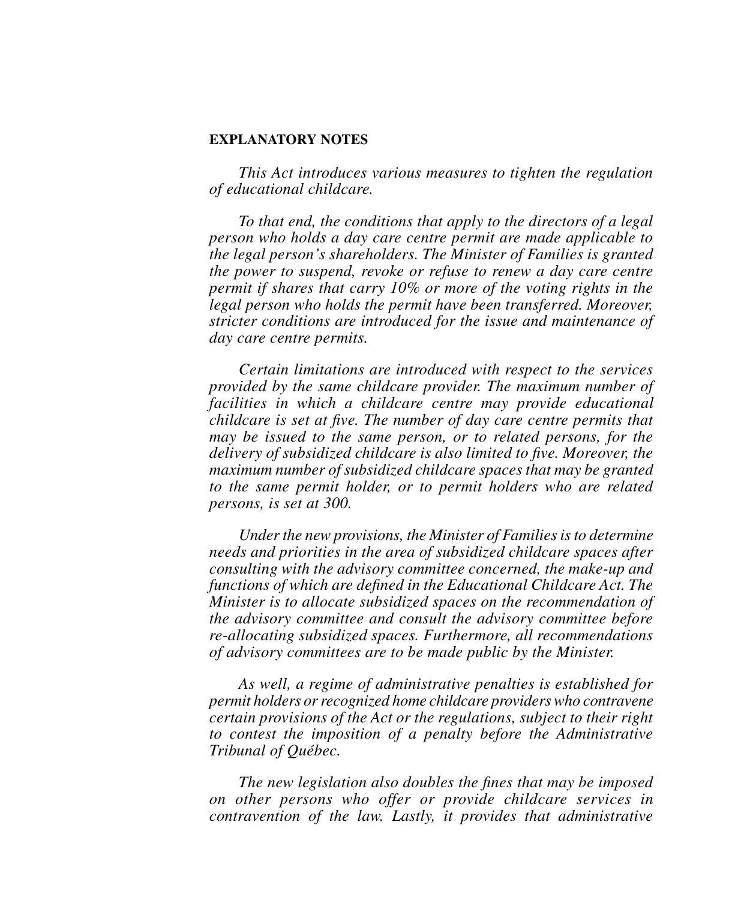**EXPLANATORY NOTES**

*This Act introduces various measures to tighten the regulation of educational childcare.*

*To that end, the conditions that apply to the directors of a legal person who holds a day care centre permit are made applicable to the legal person's shareholders. The Minister of Families is granted the power to suspend, revoke or refuse to renew a day care centre permit if shares that carry 10% or more of the voting rights in the legal person who holds the permit have been transferred. Moreover, stricter conditions are introduced for the issue and maintenance of day care centre permits.*

*Certain limitations are introduced with respect to the services provided by the same childcare provider. The maximum number of facilities in which a childcare centre may provide educational childcare is set at five. The number of day care centre permits that may be issued to the same person, or to related persons, for the delivery of subsidized childcare is also limited to five. Moreover, the maximum number of subsidized childcare spaces that may be granted to the same permit holder, or to permit holders who are related persons, is set at 300.*

*Under the new provisions, the Minister of Families is to determine needs and priorities in the area of subsidized childcare spaces after consulting with the advisory committee concerned, the make-up and functions of which are defined in the Educational Childcare Act. The Minister is to allocate subsidized spaces on the recommendation of the advisory committee and consult the advisory committee before re-allocating subsidized spaces. Furthermore, all recommendations of advisory committees are to be made public by the Minister.*

*As well, a regime of administrative penalties is established for permit holders or recognized home childcare providers who contravene certain provisions of the Act or the regulations, subject to their right to contest the imposition of a penalty before the Administrative Tribunal of Québec.*

*The new legislation also doubles the fines that may be imposed on other persons who offer or provide childcare services in contravention of the law. Lastly, it provides that administrative*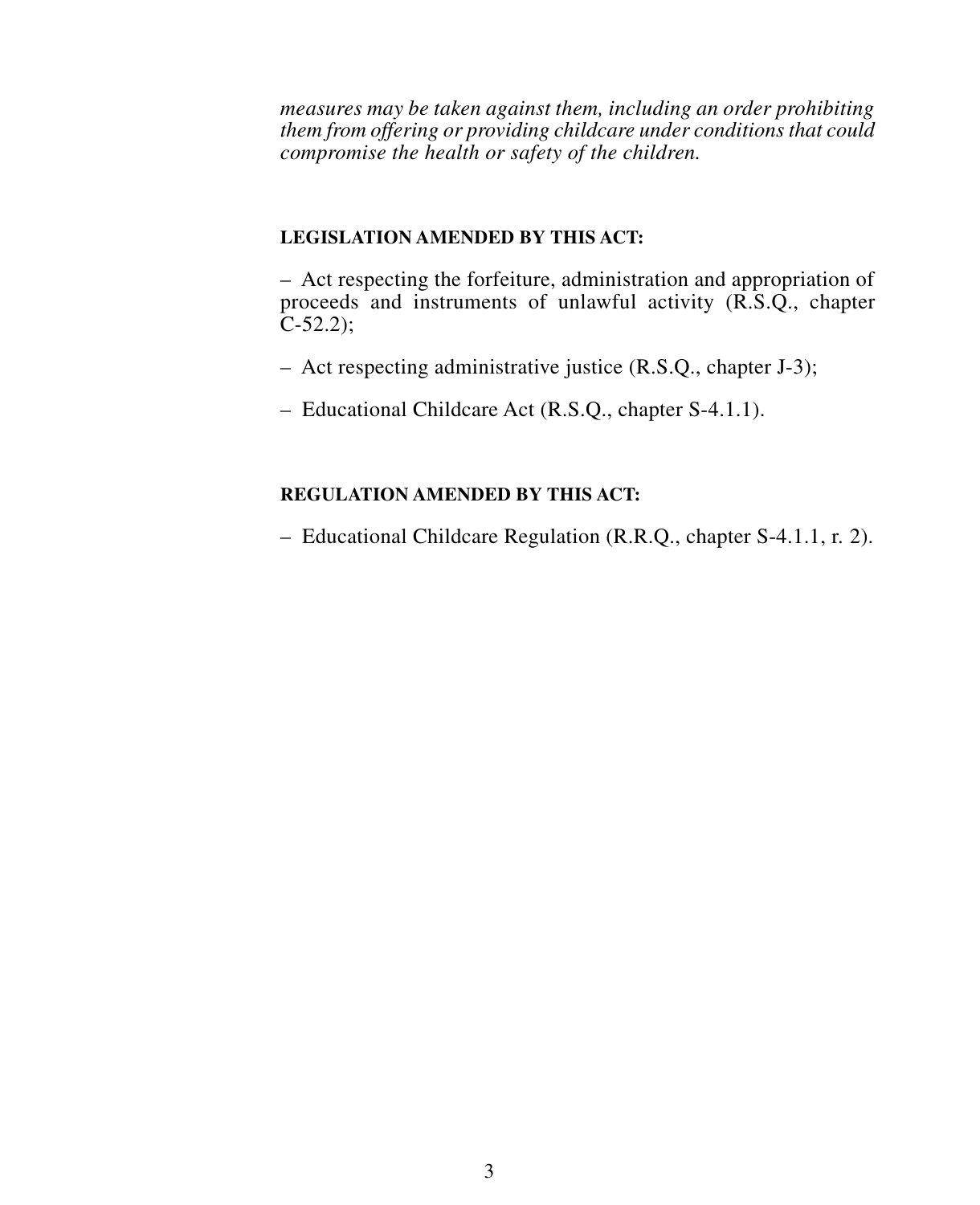*measures may be taken against them, including an order prohibiting them from offering or providing childcare under conditions that could compromise the health or safety of the children.*

**LEGISLATION AMENDED BY THIS ACT:**

– Act respecting the forfeiture, administration and appropriation of proceeds and instruments of unlawful activity (R.S.Q., chapter C-52.2);

– Act respecting administrative justice (R.S.Q., chapter J-3);

– Educational Childcare Act (R.S.Q., chapter S-4.1.1).

**REGULATION AMENDED BY THIS ACT:**

– Educational Childcare Regulation (R.R.Q., chapter S-4.1.1, r. 2).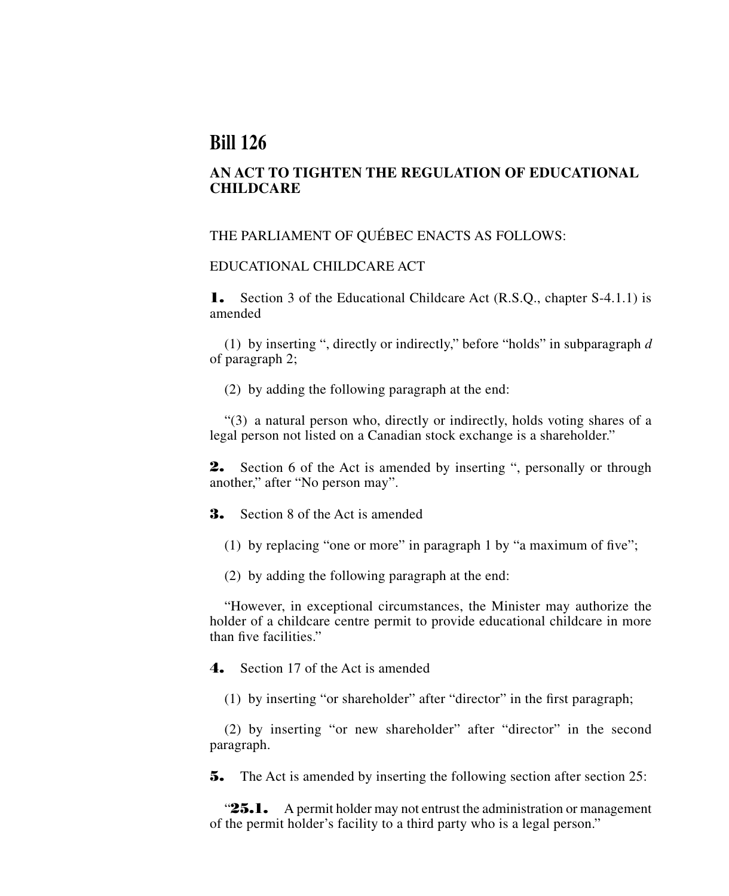# Bill 126

## AN ACT TO TIGHTEN THE REGULATION OF EDUCATIONAL CHILDCARE

THE PARLIAMENT OF QUÉBEC ENACTS AS FOLLOWS:

EDUCATIONAL CHILDCARE ACT

**1.** Section 3 of the Educational Childcare Act (R.S.Q., chapter S-4.1.1) is amended

(1) by inserting “, directly or indirectly,” before “holds” in subparagraph *d* of paragraph 2;

(2) by adding the following paragraph at the end:

“(3) a natural person who, directly or indirectly, holds voting shares of a legal person not listed on a Canadian stock exchange is a shareholder.”

**2.** Section 6 of the Act is amended by inserting “, personally or through another,” after “No person may”.

**3.** Section 8 of the Act is amended

(1) by replacing “one or more” in paragraph 1 by “a maximum of five”;

(2) by adding the following paragraph at the end:

“However, in exceptional circumstances, the Minister may authorize the holder of a childcare centre permit to provide educational childcare in more than five facilities.”

**4.** Section 17 of the Act is amended

(1) by inserting “or shareholder” after “director” in the first paragraph;

(2) by inserting “or new shareholder” after “director” in the second paragraph.

**5.** The Act is amended by inserting the following section after section 25:

“**25.1.** A permit holder may not entrust the administration or management of the permit holder’s facility to a third party who is a legal person.”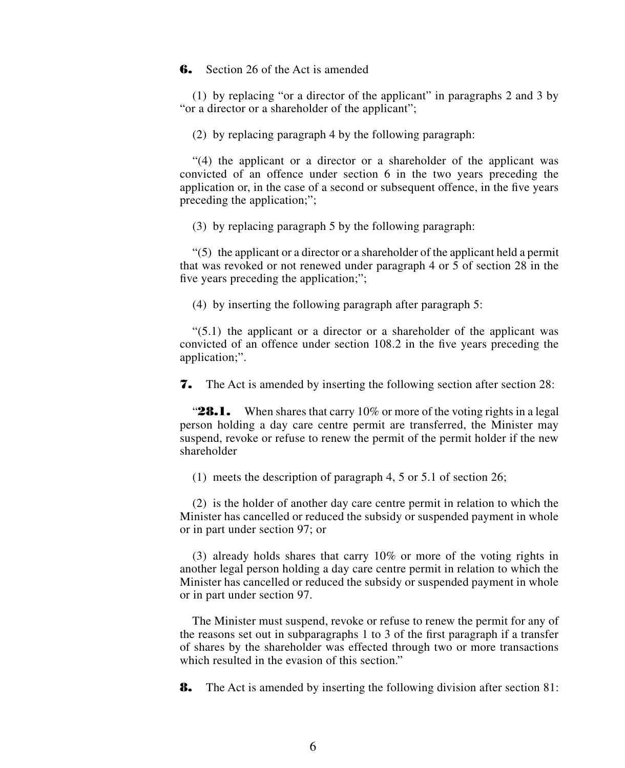**6.** Section 26 of the Act is amended

(1) by replacing "or a director of the applicant" in paragraphs 2 and 3 by "or a director or a shareholder of the applicant";

(2) by replacing paragraph 4 by the following paragraph:

"(4) the applicant or a director or a shareholder of the applicant was convicted of an offence under section 6 in the two years preceding the application or, in the case of a second or subsequent offence, in the five years preceding the application;";

(3) by replacing paragraph 5 by the following paragraph:

"(5) the applicant or a director or a shareholder of the applicant held a permit that was revoked or not renewed under paragraph 4 or 5 of section 28 in the five years preceding the application;";

(4) by inserting the following paragraph after paragraph 5:

"(5.1) the applicant or a director or a shareholder of the applicant was convicted of an offence under section 108.2 in the five years preceding the application;".

**7.** The Act is amended by inserting the following section after section 28:

"**28.1.** When shares that carry 10% or more of the voting rights in a legal person holding a day care centre permit are transferred, the Minister may suspend, revoke or refuse to renew the permit of the permit holder if the new shareholder

(1) meets the description of paragraph 4, 5 or 5.1 of section 26;

(2) is the holder of another day care centre permit in relation to which the Minister has cancelled or reduced the subsidy or suspended payment in whole or in part under section 97; or

(3) already holds shares that carry 10% or more of the voting rights in another legal person holding a day care centre permit in relation to which the Minister has cancelled or reduced the subsidy or suspended payment in whole or in part under section 97.

The Minister must suspend, revoke or refuse to renew the permit for any of the reasons set out in subparagraphs 1 to 3 of the first paragraph if a transfer of shares by the shareholder was effected through two or more transactions which resulted in the evasion of this section."

**8.** The Act is amended by inserting the following division after section 81: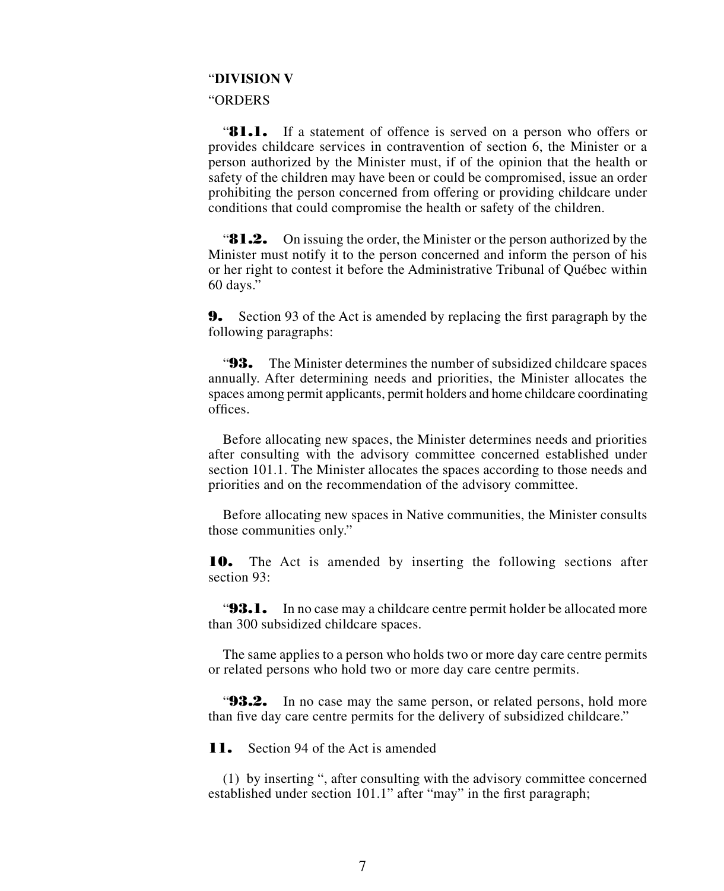"**DIVISION V**

"ORDERS

"**81.1.** If a statement of offence is served on a person who offers or provides childcare services in contravention of section 6, the Minister or a person authorized by the Minister must, if of the opinion that the health or safety of the children may have been or could be compromised, issue an order prohibiting the person concerned from offering or providing childcare under conditions that could compromise the health or safety of the children.

"**81.2.** On issuing the order, the Minister or the person authorized by the Minister must notify it to the person concerned and inform the person of his or her right to contest it before the Administrative Tribunal of Québec within 60 days."

**9.** Section 93 of the Act is amended by replacing the first paragraph by the following paragraphs:

"**93.** The Minister determines the number of subsidized childcare spaces annually. After determining needs and priorities, the Minister allocates the spaces among permit applicants, permit holders and home childcare coordinating offices.

Before allocating new spaces, the Minister determines needs and priorities after consulting with the advisory committee concerned established under section 101.1. The Minister allocates the spaces according to those needs and priorities and on the recommendation of the advisory committee.

Before allocating new spaces in Native communities, the Minister consults those communities only."

**10.** The Act is amended by inserting the following sections after section 93:

"**93.1.** In no case may a childcare centre permit holder be allocated more than 300 subsidized childcare spaces.

The same applies to a person who holds two or more day care centre permits or related persons who hold two or more day care centre permits.

"**93.2.** In no case may the same person, or related persons, hold more than five day care centre permits for the delivery of subsidized childcare."

**11.** Section 94 of the Act is amended

(1) by inserting ", after consulting with the advisory committee concerned established under section 101.1" after "may" in the first paragraph;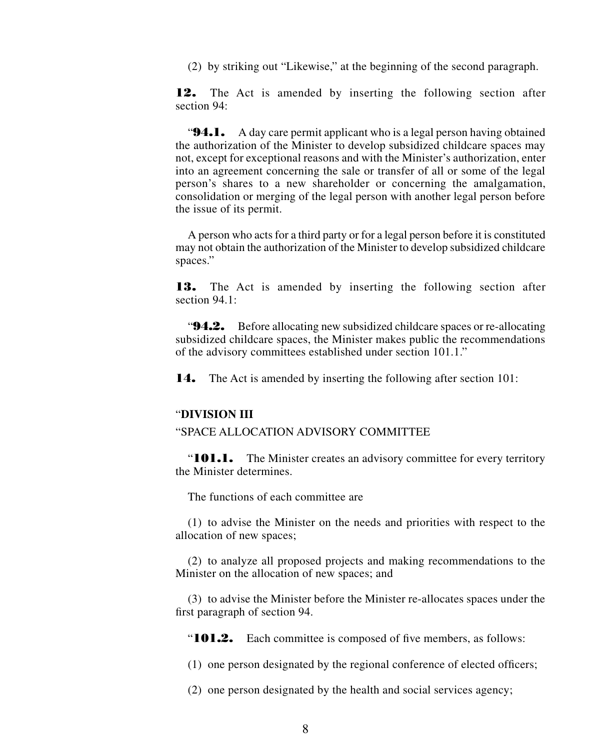(2) by striking out "Likewise," at the beginning of the second paragraph.

**12.** The Act is amended by inserting the following section after section 94:

"**94.1.** A day care permit applicant who is a legal person having obtained the authorization of the Minister to develop subsidized childcare spaces may not, except for exceptional reasons and with the Minister's authorization, enter into an agreement concerning the sale or transfer of all or some of the legal person's shares to a new shareholder or concerning the amalgamation, consolidation or merging of the legal person with another legal person before the issue of its permit.

A person who acts for a third party or for a legal person before it is constituted may not obtain the authorization of the Minister to develop subsidized childcare spaces."

**13.** The Act is amended by inserting the following section after section 94.1:

"**94.2.** Before allocating new subsidized childcare spaces or re-allocating subsidized childcare spaces, the Minister makes public the recommendations of the advisory committees established under section 101.1."

**14.** The Act is amended by inserting the following after section 101:

"**DIVISION III**

"SPACE ALLOCATION ADVISORY COMMITTEE

"**101.1.** The Minister creates an advisory committee for every territory the Minister determines.

The functions of each committee are

(1) to advise the Minister on the needs and priorities with respect to the allocation of new spaces;

(2) to analyze all proposed projects and making recommendations to the Minister on the allocation of new spaces; and

(3) to advise the Minister before the Minister re-allocates spaces under the first paragraph of section 94.

"**101.2.** Each committee is composed of five members, as follows:

(1) one person designated by the regional conference of elected officers;

(2) one person designated by the health and social services agency;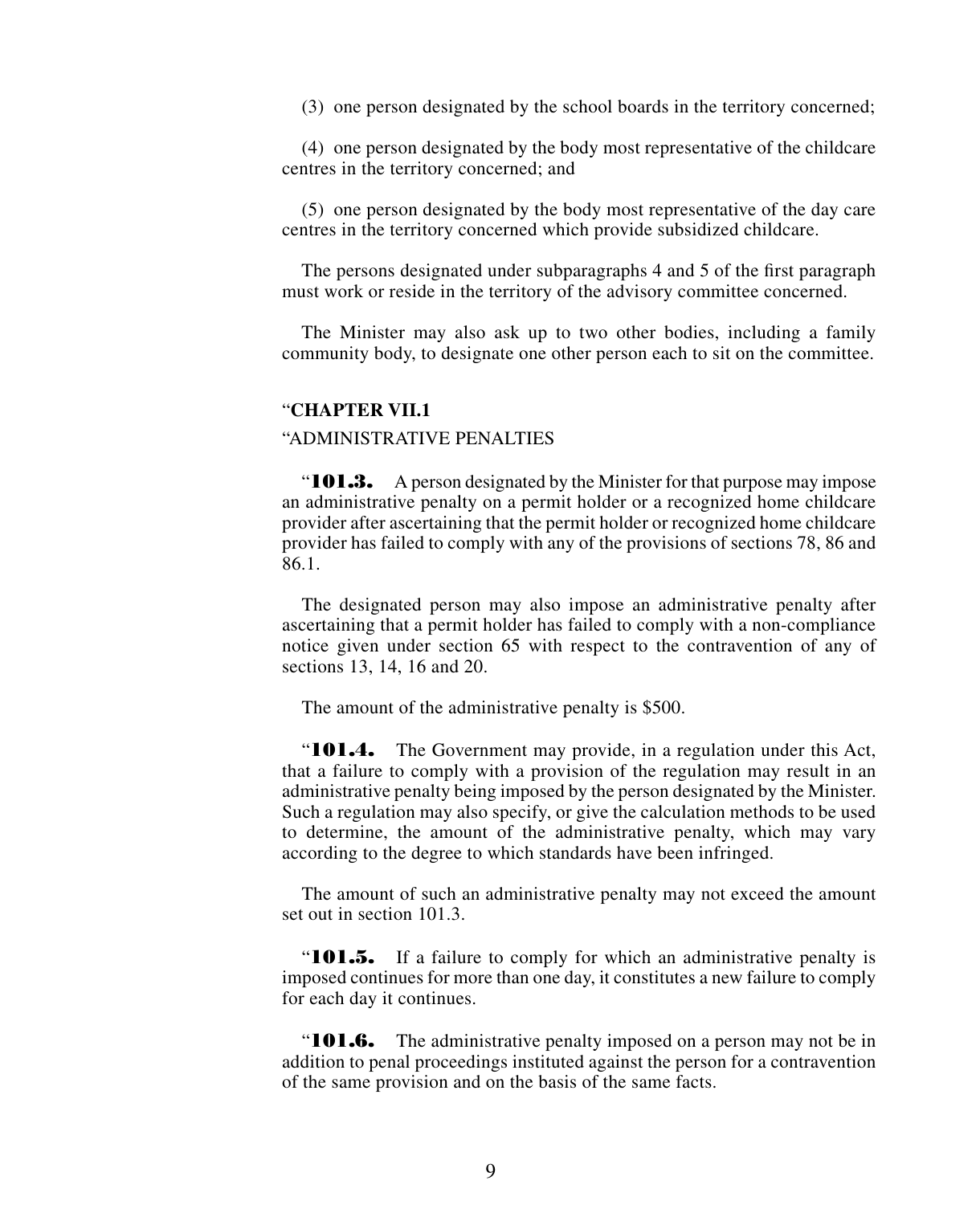(3) one person designated by the school boards in the territory concerned;

(4) one person designated by the body most representative of the childcare centres in the territory concerned; and

(5) one person designated by the body most representative of the day care centres in the territory concerned which provide subsidized childcare.

The persons designated under subparagraphs 4 and 5 of the first paragraph must work or reside in the territory of the advisory committee concerned.

The Minister may also ask up to two other bodies, including a family community body, to designate one other person each to sit on the committee.

“**CHAPTER VII.1**

“ADMINISTRATIVE PENALTIES

“**101.3.** A person designated by the Minister for that purpose may impose an administrative penalty on a permit holder or a recognized home childcare provider after ascertaining that the permit holder or recognized home childcare provider has failed to comply with any of the provisions of sections 78, 86 and 86.1.

The designated person may also impose an administrative penalty after ascertaining that a permit holder has failed to comply with a non-compliance notice given under section 65 with respect to the contravention of any of sections 13, 14, 16 and 20.

The amount of the administrative penalty is $500.

“**101.4.** The Government may provide, in a regulation under this Act, that a failure to comply with a provision of the regulation may result in an administrative penalty being imposed by the person designated by the Minister. Such a regulation may also specify, or give the calculation methods to be used to determine, the amount of the administrative penalty, which may vary according to the degree to which standards have been infringed.

The amount of such an administrative penalty may not exceed the amount set out in section 101.3.

“**101.5.** If a failure to comply for which an administrative penalty is imposed continues for more than one day, it constitutes a new failure to comply for each day it continues.

“**101.6.** The administrative penalty imposed on a person may not be in addition to penal proceedings instituted against the person for a contravention of the same provision and on the basis of the same facts.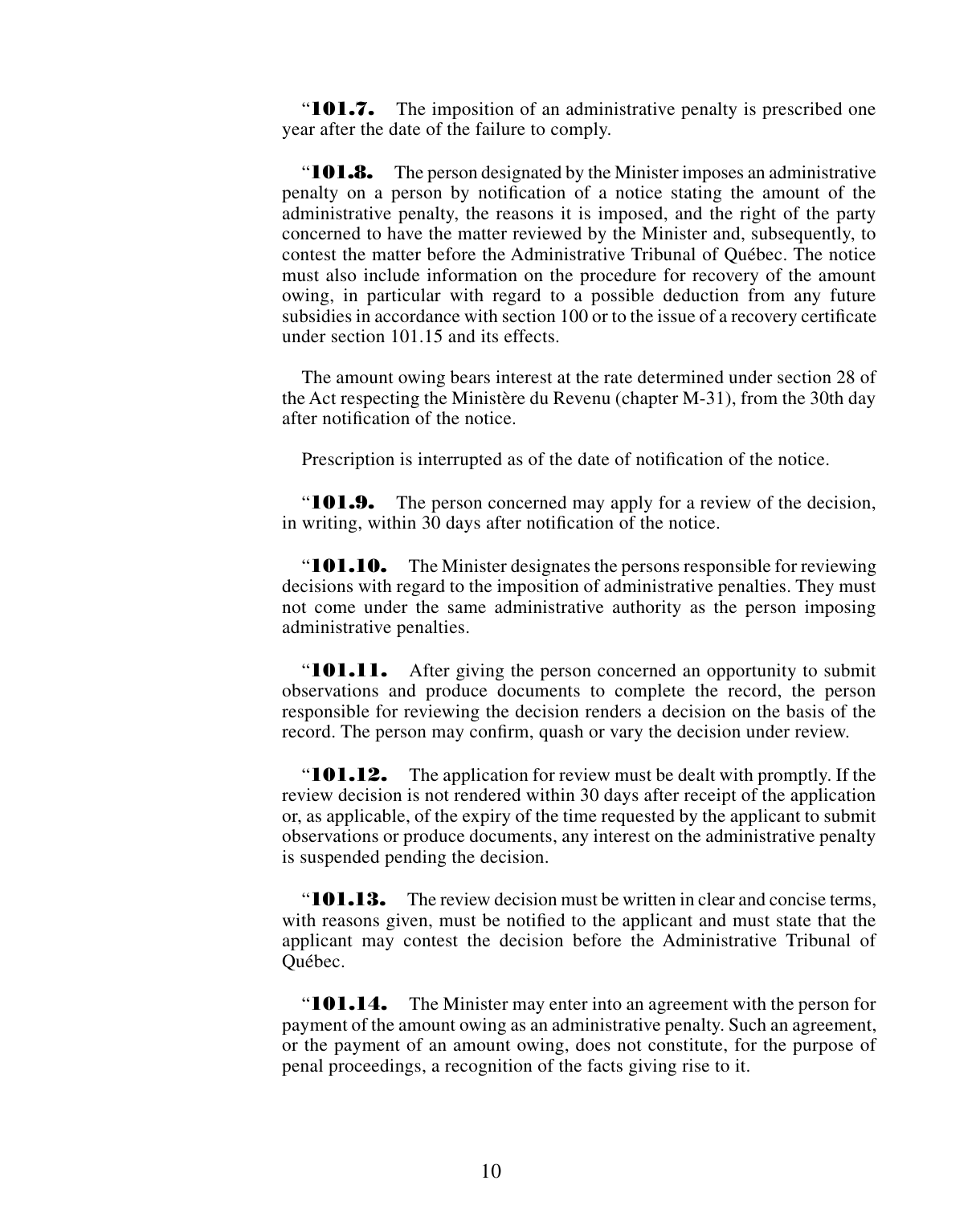"**101.7.** The imposition of an administrative penalty is prescribed one year after the date of the failure to comply.

"**101.8.** The person designated by the Minister imposes an administrative penalty on a person by notification of a notice stating the amount of the administrative penalty, the reasons it is imposed, and the right of the party concerned to have the matter reviewed by the Minister and, subsequently, to contest the matter before the Administrative Tribunal of Québec. The notice must also include information on the procedure for recovery of the amount owing, in particular with regard to a possible deduction from any future subsidies in accordance with section 100 or to the issue of a recovery certificate under section 101.15 and its effects.

The amount owing bears interest at the rate determined under section 28 of the Act respecting the Ministère du Revenu (chapter M-31), from the 30th day after notification of the notice.

Prescription is interrupted as of the date of notification of the notice.

"**101.9.** The person concerned may apply for a review of the decision, in writing, within 30 days after notification of the notice.

"**101.10.** The Minister designates the persons responsible for reviewing decisions with regard to the imposition of administrative penalties. They must not come under the same administrative authority as the person imposing administrative penalties.

"**101.11.** After giving the person concerned an opportunity to submit observations and produce documents to complete the record, the person responsible for reviewing the decision renders a decision on the basis of the record. The person may confirm, quash or vary the decision under review.

"**101.12.** The application for review must be dealt with promptly. If the review decision is not rendered within 30 days after receipt of the application or, as applicable, of the expiry of the time requested by the applicant to submit observations or produce documents, any interest on the administrative penalty is suspended pending the decision.

"**101.13.** The review decision must be written in clear and concise terms, with reasons given, must be notified to the applicant and must state that the applicant may contest the decision before the Administrative Tribunal of Québec.

"**101.14.** The Minister may enter into an agreement with the person for payment of the amount owing as an administrative penalty. Such an agreement, or the payment of an amount owing, does not constitute, for the purpose of penal proceedings, a recognition of the facts giving rise to it.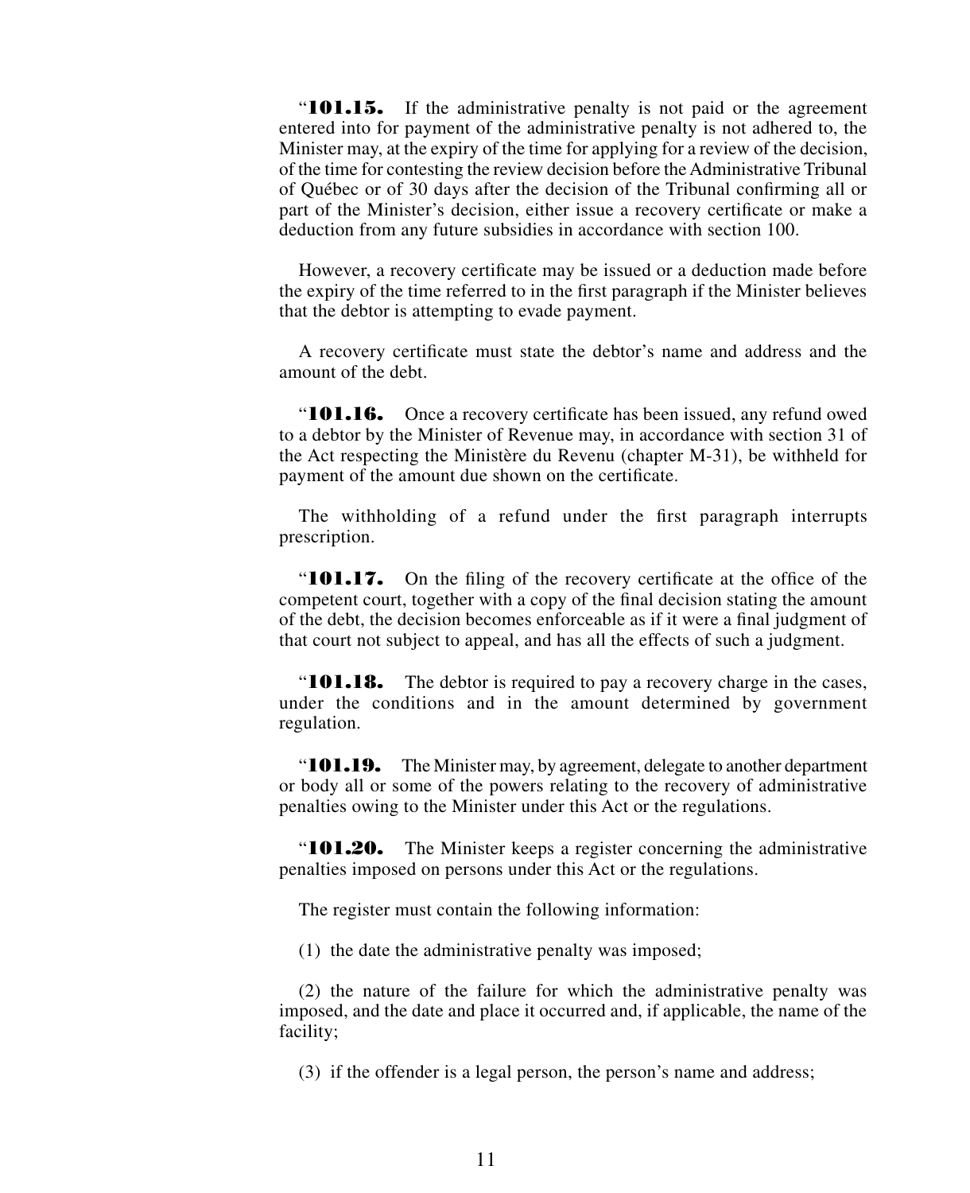"**101.15.** If the administrative penalty is not paid or the agreement entered into for payment of the administrative penalty is not adhered to, the Minister may, at the expiry of the time for applying for a review of the decision, of the time for contesting the review decision before the Administrative Tribunal of Québec or of 30 days after the decision of the Tribunal confirming all or part of the Minister's decision, either issue a recovery certificate or make a deduction from any future subsidies in accordance with section 100.

However, a recovery certificate may be issued or a deduction made before the expiry of the time referred to in the first paragraph if the Minister believes that the debtor is attempting to evade payment.

A recovery certificate must state the debtor's name and address and the amount of the debt.

"**101.16.** Once a recovery certificate has been issued, any refund owed to a debtor by the Minister of Revenue may, in accordance with section 31 of the Act respecting the Ministère du Revenu (chapter M-31), be withheld for payment of the amount due shown on the certificate.

The withholding of a refund under the first paragraph interrupts prescription.

"**101.17.** On the filing of the recovery certificate at the office of the competent court, together with a copy of the final decision stating the amount of the debt, the decision becomes enforceable as if it were a final judgment of that court not subject to appeal, and has all the effects of such a judgment.

"**101.18.** The debtor is required to pay a recovery charge in the cases, under the conditions and in the amount determined by government regulation.

"**101.19.** The Minister may, by agreement, delegate to another department or body all or some of the powers relating to the recovery of administrative penalties owing to the Minister under this Act or the regulations.

"**101.20.** The Minister keeps a register concerning the administrative penalties imposed on persons under this Act or the regulations.

The register must contain the following information:

(1) the date the administrative penalty was imposed;

(2) the nature of the failure for which the administrative penalty was imposed, and the date and place it occurred and, if applicable, the name of the facility;

(3) if the offender is a legal person, the person's name and address;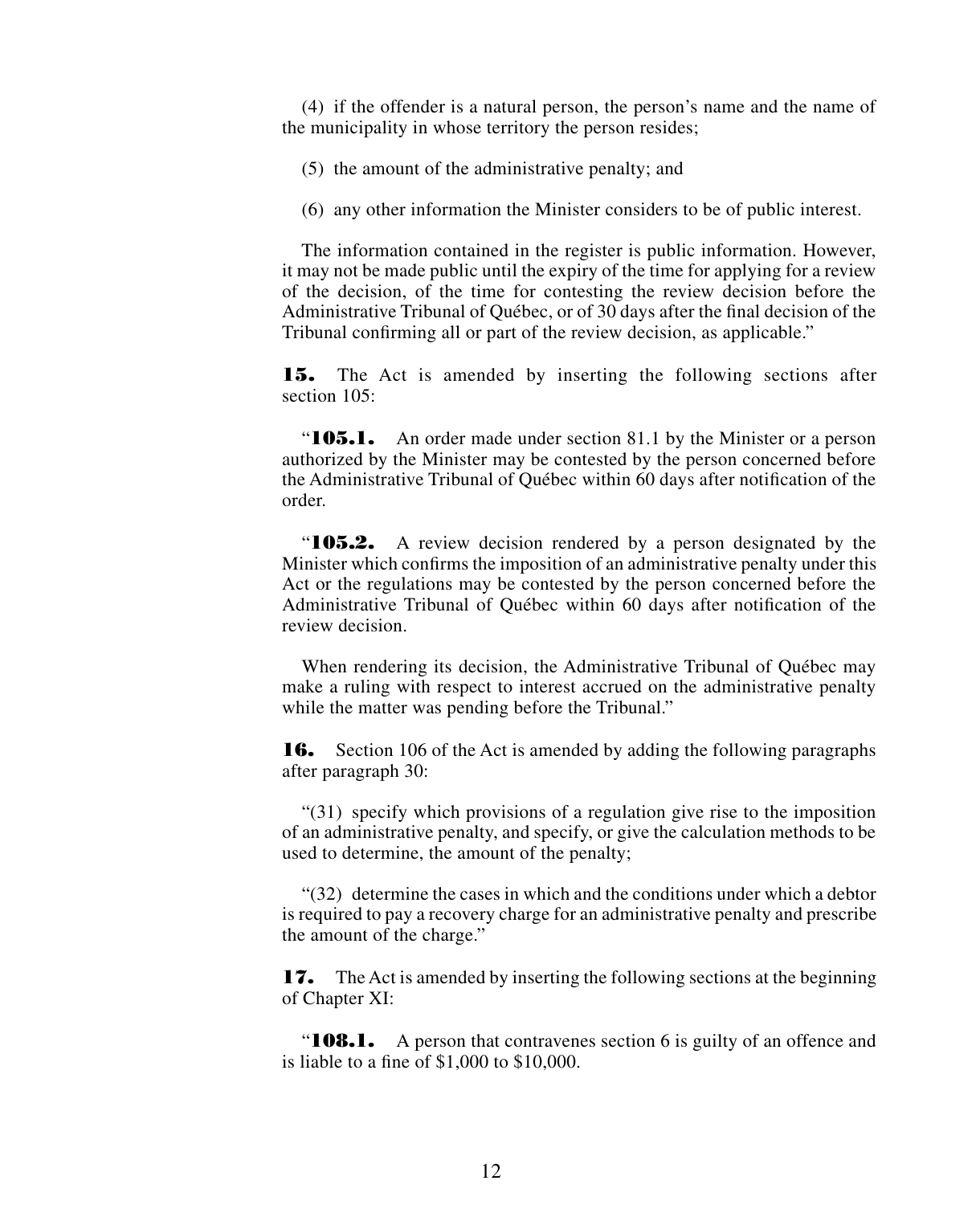(4) if the offender is a natural person, the person's name and the name of the municipality in whose territory the person resides;

(5) the amount of the administrative penalty; and

(6) any other information the Minister considers to be of public interest.

The information contained in the register is public information. However, it may not be made public until the expiry of the time for applying for a review of the decision, of the time for contesting the review decision before the Administrative Tribunal of Québec, or of 30 days after the final decision of the Tribunal confirming all or part of the review decision, as applicable."

**15.** The Act is amended by inserting the following sections after section 105:

"**105.1.** An order made under section 81.1 by the Minister or a person authorized by the Minister may be contested by the person concerned before the Administrative Tribunal of Québec within 60 days after notification of the order.

"**105.2.** A review decision rendered by a person designated by the Minister which confirms the imposition of an administrative penalty under this Act or the regulations may be contested by the person concerned before the Administrative Tribunal of Québec within 60 days after notification of the review decision.

When rendering its decision, the Administrative Tribunal of Québec may make a ruling with respect to interest accrued on the administrative penalty while the matter was pending before the Tribunal."

**16.** Section 106 of the Act is amended by adding the following paragraphs after paragraph 30:

"(31) specify which provisions of a regulation give rise to the imposition of an administrative penalty, and specify, or give the calculation methods to be used to determine, the amount of the penalty;

"(32) determine the cases in which and the conditions under which a debtor is required to pay a recovery charge for an administrative penalty and prescribe the amount of the charge."

**17.** The Act is amended by inserting the following sections at the beginning of Chapter XI:

"**108.1.** A person that contravenes section 6 is guilty of an offence and is liable to a fine of $1,000 to $10,000.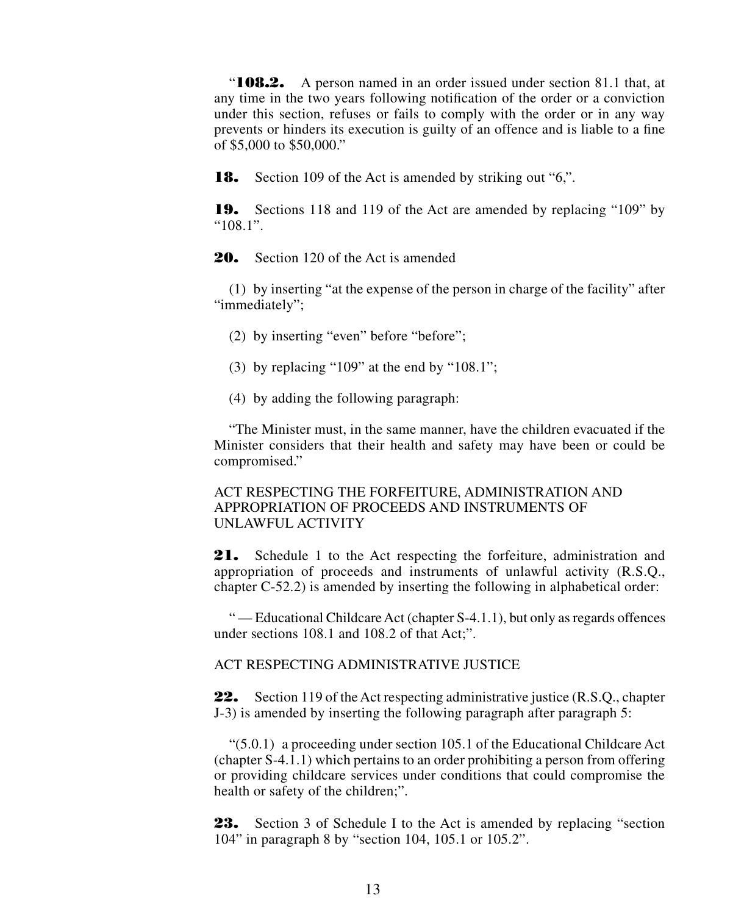"**108.2.** A person named in an order issued under section 81.1 that, at any time in the two years following notification of the order or a conviction under this section, refuses or fails to comply with the order or in any way prevents or hinders its execution is guilty of an offence and is liable to a fine of $5,000 to $50,000."

**18.** Section 109 of the Act is amended by striking out "6,".

**19.** Sections 118 and 119 of the Act are amended by replacing "109" by "108.1".

**20.** Section 120 of the Act is amended

(1) by inserting "at the expense of the person in charge of the facility" after "immediately";

(2) by inserting "even" before "before";

(3) by replacing "109" at the end by "108.1";

(4) by adding the following paragraph:

"The Minister must, in the same manner, have the children evacuated if the Minister considers that their health and safety may have been or could be compromised."

ACT RESPECTING THE FORFEITURE, ADMINISTRATION AND APPROPRIATION OF PROCEEDS AND INSTRUMENTS OF UNLAWFUL ACTIVITY

**21.** Schedule 1 to the Act respecting the forfeiture, administration and appropriation of proceeds and instruments of unlawful activity (R.S.Q., chapter C-52.2) is amended by inserting the following in alphabetical order:

" — Educational Childcare Act (chapter S-4.1.1), but only as regards offences under sections 108.1 and 108.2 of that Act;".

ACT RESPECTING ADMINISTRATIVE JUSTICE

**22.** Section 119 of the Act respecting administrative justice (R.S.Q., chapter J-3) is amended by inserting the following paragraph after paragraph 5:

"(5.0.1) a proceeding under section 105.1 of the Educational Childcare Act (chapter S-4.1.1) which pertains to an order prohibiting a person from offering or providing childcare services under conditions that could compromise the health or safety of the children;".

**23.** Section 3 of Schedule I to the Act is amended by replacing "section 104" in paragraph 8 by "section 104, 105.1 or 105.2".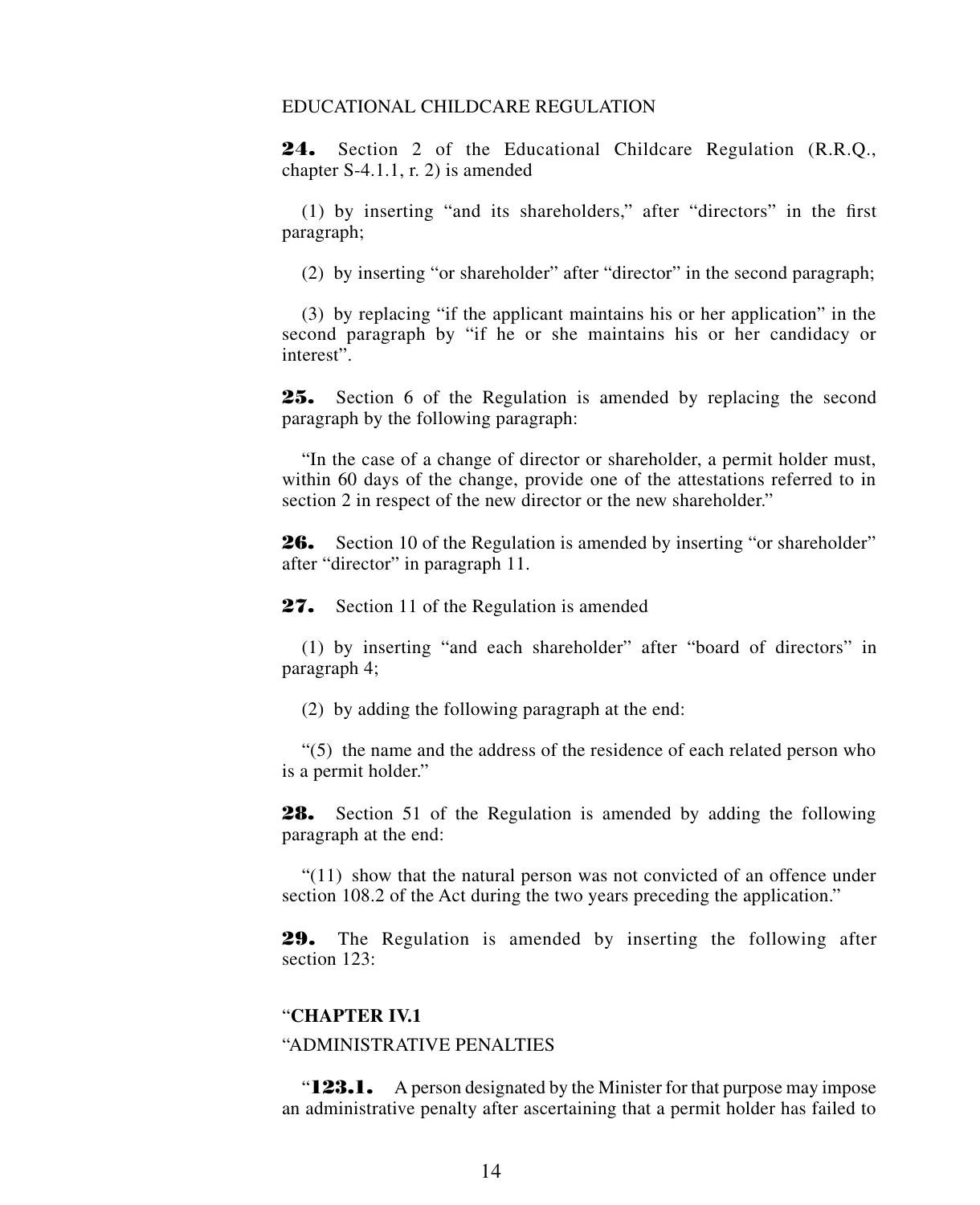EDUCATIONAL CHILDCARE REGULATION

**24.** Section 2 of the Educational Childcare Regulation (R.R.Q., chapter S-4.1.1, r. 2) is amended

(1) by inserting "and its shareholders," after "directors" in the first paragraph;

(2) by inserting "or shareholder" after "director" in the second paragraph;

(3) by replacing "if the applicant maintains his or her application" in the second paragraph by "if he or she maintains his or her candidacy or interest".

**25.** Section 6 of the Regulation is amended by replacing the second paragraph by the following paragraph:

"In the case of a change of director or shareholder, a permit holder must, within 60 days of the change, provide one of the attestations referred to in section 2 in respect of the new director or the new shareholder."

**26.** Section 10 of the Regulation is amended by inserting "or shareholder" after "director" in paragraph 11.

**27.** Section 11 of the Regulation is amended

(1) by inserting "and each shareholder" after "board of directors" in paragraph 4;

(2) by adding the following paragraph at the end:

"(5) the name and the address of the residence of each related person who is a permit holder."

**28.** Section 51 of the Regulation is amended by adding the following paragraph at the end:

"(11) show that the natural person was not convicted of an offence under section 108.2 of the Act during the two years preceding the application."

**29.** The Regulation is amended by inserting the following after section 123:

"**CHAPTER IV.1**

"ADMINISTRATIVE PENALTIES

"**123.1.** A person designated by the Minister for that purpose may impose an administrative penalty after ascertaining that a permit holder has failed to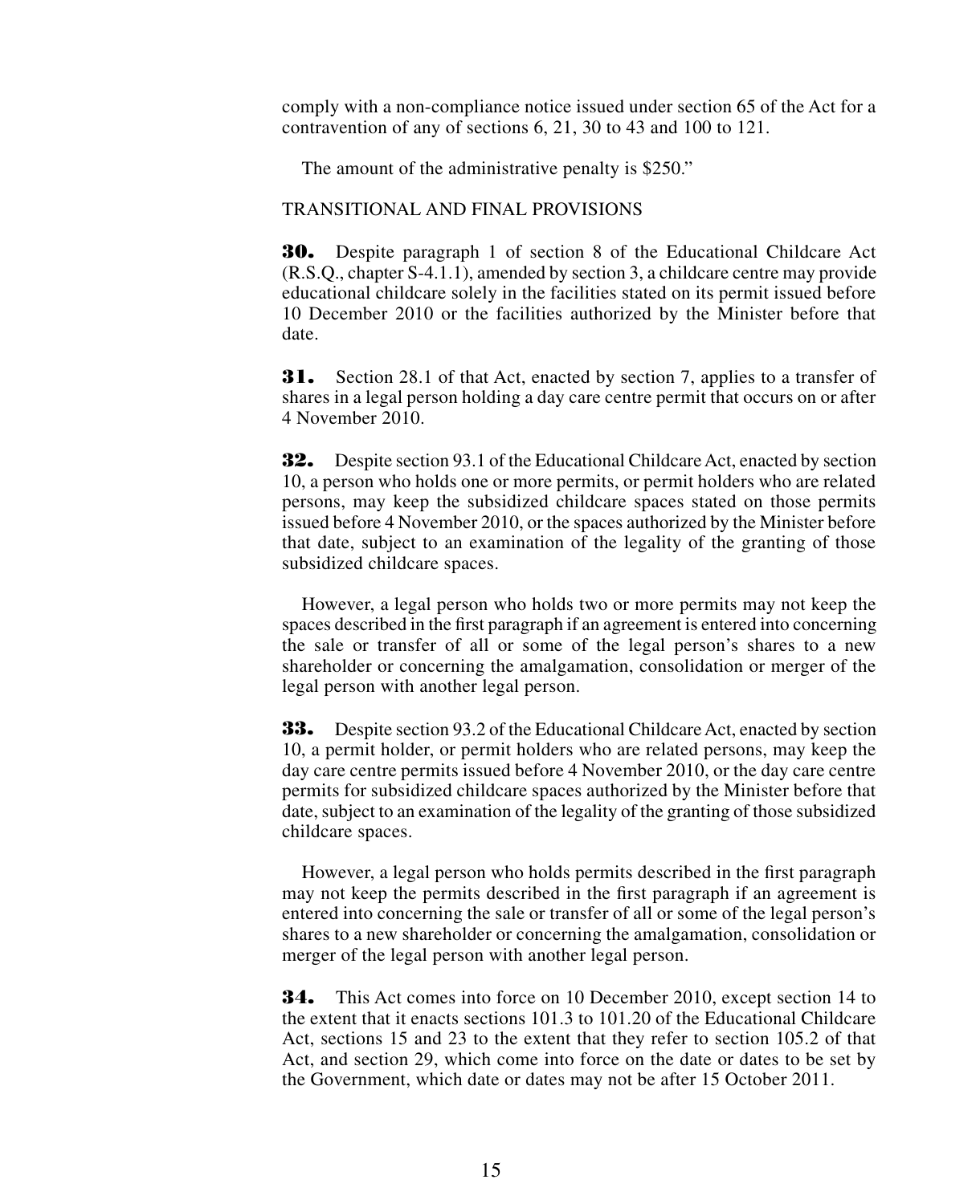comply with a non-compliance notice issued under section 65 of the Act for a contravention of any of sections 6, 21, 30 to 43 and 100 to 121.

The amount of the administrative penalty is $250."

TRANSITIONAL AND FINAL PROVISIONS

**30.** Despite paragraph 1 of section 8 of the Educational Childcare Act (R.S.Q., chapter S-4.1.1), amended by section 3, a childcare centre may provide educational childcare solely in the facilities stated on its permit issued before 10 December 2010 or the facilities authorized by the Minister before that date.

**31.** Section 28.1 of that Act, enacted by section 7, applies to a transfer of shares in a legal person holding a day care centre permit that occurs on or after 4 November 2010.

**32.** Despite section 93.1 of the Educational Childcare Act, enacted by section 10, a person who holds one or more permits, or permit holders who are related persons, may keep the subsidized childcare spaces stated on those permits issued before 4 November 2010, or the spaces authorized by the Minister before that date, subject to an examination of the legality of the granting of those subsidized childcare spaces.

However, a legal person who holds two or more permits may not keep the spaces described in the first paragraph if an agreement is entered into concerning the sale or transfer of all or some of the legal person's shares to a new shareholder or concerning the amalgamation, consolidation or merger of the legal person with another legal person.

**33.** Despite section 93.2 of the Educational Childcare Act, enacted by section 10, a permit holder, or permit holders who are related persons, may keep the day care centre permits issued before 4 November 2010, or the day care centre permits for subsidized childcare spaces authorized by the Minister before that date, subject to an examination of the legality of the granting of those subsidized childcare spaces.

However, a legal person who holds permits described in the first paragraph may not keep the permits described in the first paragraph if an agreement is entered into concerning the sale or transfer of all or some of the legal person's shares to a new shareholder or concerning the amalgamation, consolidation or merger of the legal person with another legal person.

**34.** This Act comes into force on 10 December 2010, except section 14 to the extent that it enacts sections 101.3 to 101.20 of the Educational Childcare Act, sections 15 and 23 to the extent that they refer to section 105.2 of that Act, and section 29, which come into force on the date or dates to be set by the Government, which date or dates may not be after 15 October 2011.